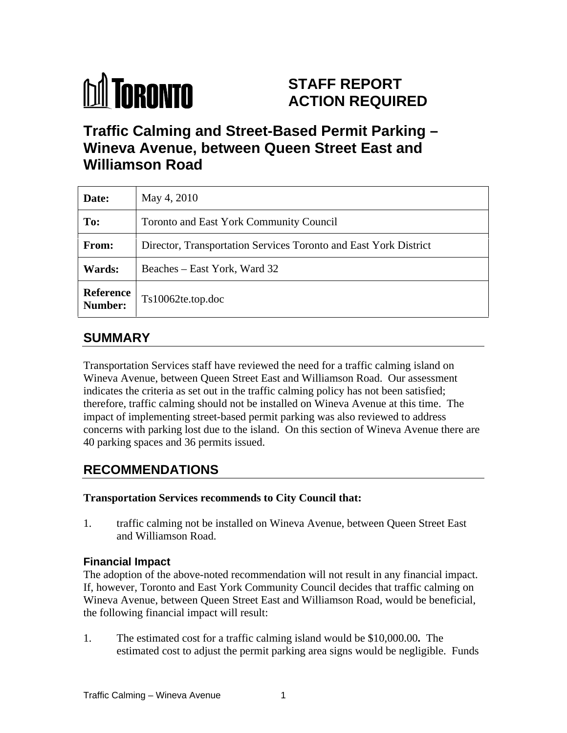TORONTO

# STAFF REPORT ACTION REQUIRED

# Traffic Calming and Street-Based Permit Parking – Wineva Avenue, between Queen Street East and Williamson Road

| | |
|---|---|
| **Date:** | May 4, 2010 |
| **To:** | Toronto and East York Community Council |
| **From:** | Director, Transportation Services Toronto and East York District |
| **Wards:** | Beaches – East York, Ward 32 |
| **Reference Number:** | Ts10062te.top.doc |

## SUMMARY

Transportation Services staff have reviewed the need for a traffic calming island on Wineva Avenue, between Queen Street East and Williamson Road. Our assessment indicates the criteria as set out in the traffic calming policy has not been satisfied; therefore, traffic calming should not be installed on Wineva Avenue at this time. The impact of implementing street-based permit parking was also reviewed to address concerns with parking lost due to the island. On this section of Wineva Avenue there are 40 parking spaces and 36 permits issued.

## RECOMMENDATIONS

**Transportation Services recommends to City Council that:**

1. traffic calming not be installed on Wineva Avenue, between Queen Street East and Williamson Road.

### Financial Impact

The adoption of the above-noted recommendation will not result in any financial impact. If, however, Toronto and East York Community Council decides that traffic calming on Wineva Avenue, between Queen Street East and Williamson Road, would be beneficial, the following financial impact will result:

1. The estimated cost for a traffic calming island would be $10,000.00**.** The estimated cost to adjust the permit parking area signs would be negligible. Funds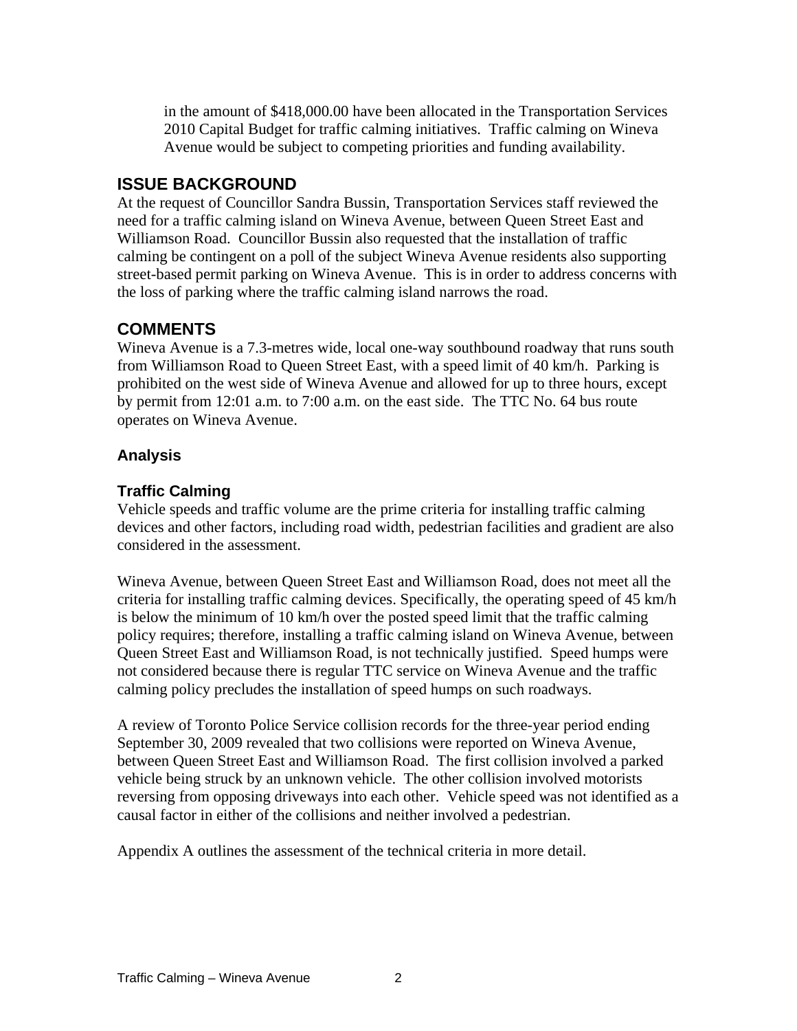in the amount of $418,000.00 have been allocated in the Transportation Services 2010 Capital Budget for traffic calming initiatives. Traffic calming on Wineva Avenue would be subject to competing priorities and funding availability.

## ISSUE BACKGROUND

At the request of Councillor Sandra Bussin, Transportation Services staff reviewed the need for a traffic calming island on Wineva Avenue, between Queen Street East and Williamson Road. Councillor Bussin also requested that the installation of traffic calming be contingent on a poll of the subject Wineva Avenue residents also supporting street-based permit parking on Wineva Avenue. This is in order to address concerns with the loss of parking where the traffic calming island narrows the road.

## COMMENTS

Wineva Avenue is a 7.3-metres wide, local one-way southbound roadway that runs south from Williamson Road to Queen Street East, with a speed limit of 40 km/h. Parking is prohibited on the west side of Wineva Avenue and allowed for up to three hours, except by permit from 12:01 a.m. to 7:00 a.m. on the east side. The TTC No. 64 bus route operates on Wineva Avenue.

### Analysis

### Traffic Calming

Vehicle speeds and traffic volume are the prime criteria for installing traffic calming devices and other factors, including road width, pedestrian facilities and gradient are also considered in the assessment.

Wineva Avenue, between Queen Street East and Williamson Road, does not meet all the criteria for installing traffic calming devices. Specifically, the operating speed of 45 km/h is below the minimum of 10 km/h over the posted speed limit that the traffic calming policy requires; therefore, installing a traffic calming island on Wineva Avenue, between Queen Street East and Williamson Road, is not technically justified. Speed humps were not considered because there is regular TTC service on Wineva Avenue and the traffic calming policy precludes the installation of speed humps on such roadways.

A review of Toronto Police Service collision records for the three-year period ending September 30, 2009 revealed that two collisions were reported on Wineva Avenue, between Queen Street East and Williamson Road. The first collision involved a parked vehicle being struck by an unknown vehicle. The other collision involved motorists reversing from opposing driveways into each other. Vehicle speed was not identified as a causal factor in either of the collisions and neither involved a pedestrian.

Appendix A outlines the assessment of the technical criteria in more detail.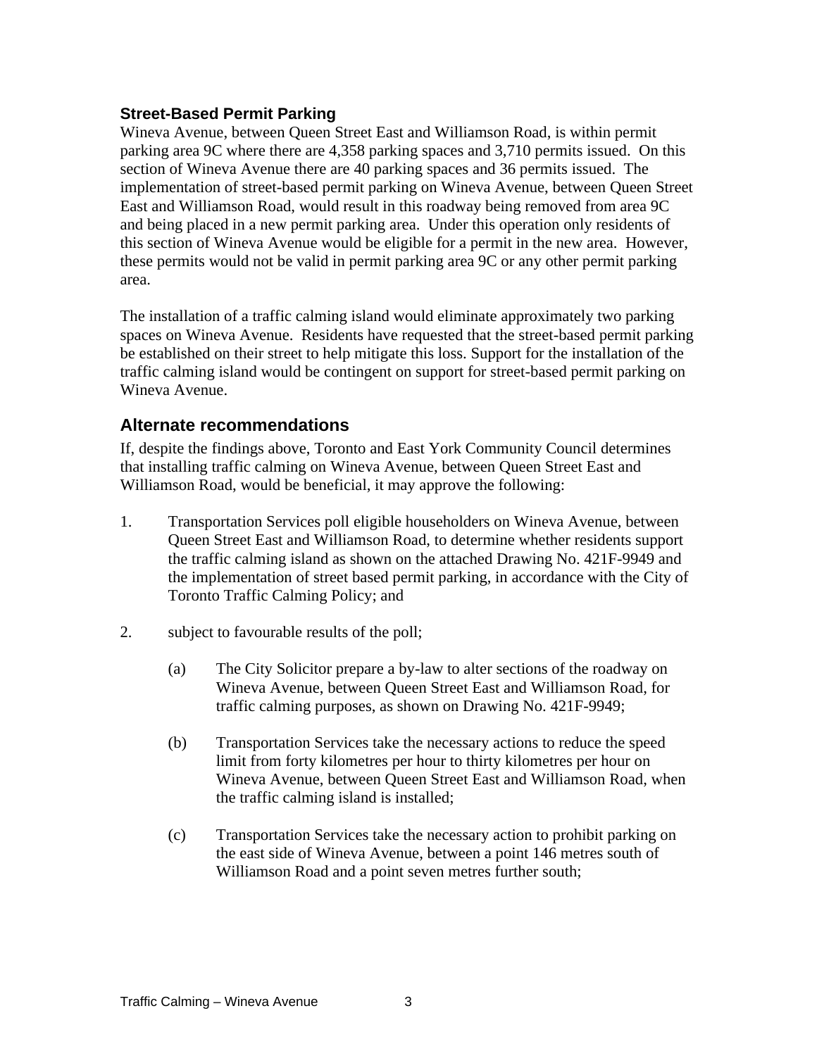### Street-Based Permit Parking

Wineva Avenue, between Queen Street East and Williamson Road, is within permit parking area 9C where there are 4,358 parking spaces and 3,710 permits issued. On this section of Wineva Avenue there are 40 parking spaces and 36 permits issued. The implementation of street-based permit parking on Wineva Avenue, between Queen Street East and Williamson Road, would result in this roadway being removed from area 9C and being placed in a new permit parking area. Under this operation only residents of this section of Wineva Avenue would be eligible for a permit in the new area. However, these permits would not be valid in permit parking area 9C or any other permit parking area.

The installation of a traffic calming island would eliminate approximately two parking spaces on Wineva Avenue. Residents have requested that the street-based permit parking be established on their street to help mitigate this loss. Support for the installation of the traffic calming island would be contingent on support for street-based permit parking on Wineva Avenue.

## Alternate recommendations

If, despite the findings above, Toronto and East York Community Council determines that installing traffic calming on Wineva Avenue, between Queen Street East and Williamson Road, would be beneficial, it may approve the following:

1. Transportation Services poll eligible householders on Wineva Avenue, between Queen Street East and Williamson Road, to determine whether residents support the traffic calming island as shown on the attached Drawing No. 421F-9949 and the implementation of street based permit parking, in accordance with the City of Toronto Traffic Calming Policy; and

2. subject to favourable results of the poll;

   (a) The City Solicitor prepare a by-law to alter sections of the roadway on Wineva Avenue, between Queen Street East and Williamson Road, for traffic calming purposes, as shown on Drawing No. 421F-9949;

   (b) Transportation Services take the necessary actions to reduce the speed limit from forty kilometres per hour to thirty kilometres per hour on Wineva Avenue, between Queen Street East and Williamson Road, when the traffic calming island is installed;

   (c) Transportation Services take the necessary action to prohibit parking on the east side of Wineva Avenue, between a point 146 metres south of Williamson Road and a point seven metres further south;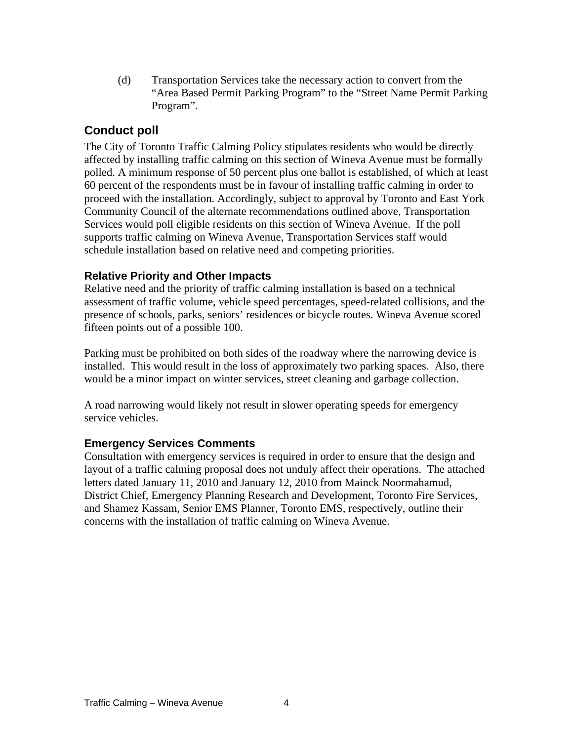(d) Transportation Services take the necessary action to convert from the "Area Based Permit Parking Program" to the "Street Name Permit Parking Program".

## Conduct poll

The City of Toronto Traffic Calming Policy stipulates residents who would be directly affected by installing traffic calming on this section of Wineva Avenue must be formally polled. A minimum response of 50 percent plus one ballot is established, of which at least 60 percent of the respondents must be in favour of installing traffic calming in order to proceed with the installation. Accordingly, subject to approval by Toronto and East York Community Council of the alternate recommendations outlined above, Transportation Services would poll eligible residents on this section of Wineva Avenue. If the poll supports traffic calming on Wineva Avenue, Transportation Services staff would schedule installation based on relative need and competing priorities.

### Relative Priority and Other Impacts

Relative need and the priority of traffic calming installation is based on a technical assessment of traffic volume, vehicle speed percentages, speed-related collisions, and the presence of schools, parks, seniors' residences or bicycle routes. Wineva Avenue scored fifteen points out of a possible 100.

Parking must be prohibited on both sides of the roadway where the narrowing device is installed. This would result in the loss of approximately two parking spaces. Also, there would be a minor impact on winter services, street cleaning and garbage collection.

A road narrowing would likely not result in slower operating speeds for emergency service vehicles.

### Emergency Services Comments

Consultation with emergency services is required in order to ensure that the design and layout of a traffic calming proposal does not unduly affect their operations. The attached letters dated January 11, 2010 and January 12, 2010 from Mainck Noormahamud, District Chief, Emergency Planning Research and Development, Toronto Fire Services, and Shamez Kassam, Senior EMS Planner, Toronto EMS, respectively, outline their concerns with the installation of traffic calming on Wineva Avenue.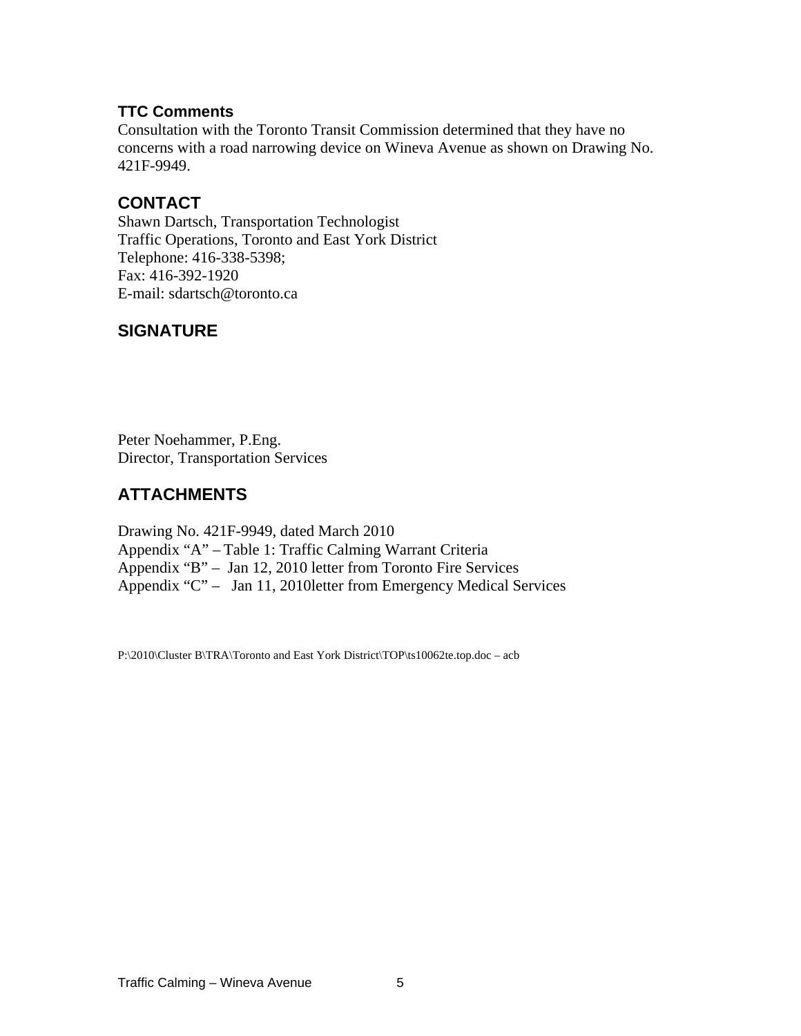## TTC Comments

Consultation with the Toronto Transit Commission determined that they have no concerns with a road narrowing device on Wineva Avenue as shown on Drawing No. 421F-9949.

## CONTACT

Shawn Dartsch, Transportation Technologist
Traffic Operations, Toronto and East York District
Telephone: 416-338-5398;
Fax: 416-392-1920
E-mail: sdartsch@toronto.ca

## SIGNATURE

Peter Noehammer, P.Eng.
Director, Transportation Services

## ATTACHMENTS

Drawing No. 421F-9949, dated March 2010
Appendix "A" – Table 1: Traffic Calming Warrant Criteria
Appendix "B" – Jan 12, 2010 letter from Toronto Fire Services
Appendix "C" – Jan 11, 2010letter from Emergency Medical Services

P:\2010\Cluster B\TRA\Toronto and East York District\TOP\ts10062te.top.doc – acb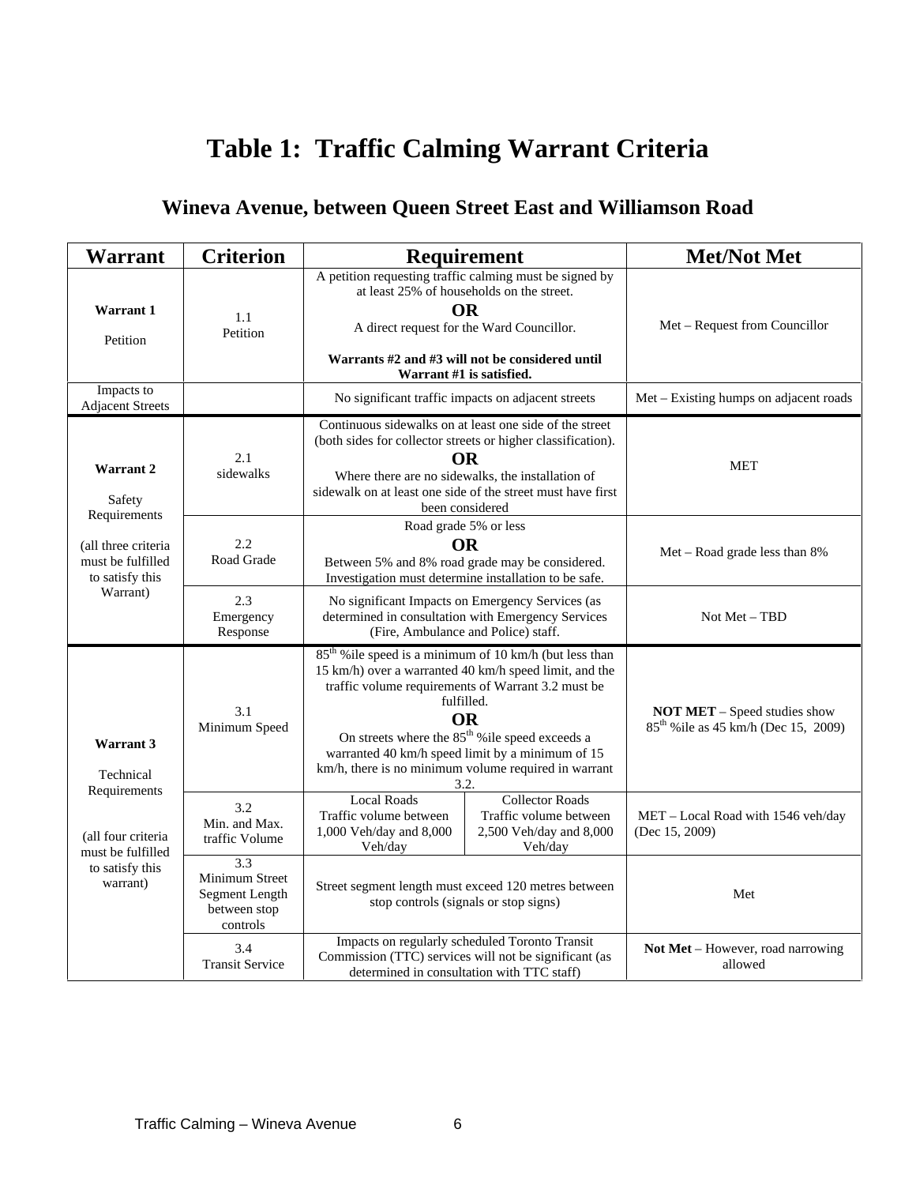# Table 1: Traffic Calming Warrant Criteria

## Wineva Avenue, between Queen Street East and Williamson Road

| Warrant | Criterion | Requirement | | Met/Not Met |
|---|---|---|---|---|
| **Warrant 1**<br>Petition | 1.1<br>Petition | A petition requesting traffic calming must be signed by at least 25% of households on the street.<br>**OR**<br>A direct request for the Ward Councillor.<br><br>**Warrants #2 and #3 will not be considered until Warrant #1 is satisfied.** | | Met – Request from Councillor |
| Impacts to Adjacent Streets | | No significant traffic impacts on adjacent streets | | Met – Existing humps on adjacent roads |
| **Warrant 2**<br>Safety Requirements<br><br>(all three criteria must be fulfilled to satisfy this Warrant) | 2.1<br>sidewalks | Continuous sidewalks on at least one side of the street (both sides for collector streets or higher classification).<br>**OR**<br>Where there are no sidewalks, the installation of sidewalk on at least one side of the street must have first been considered | | MET |
| | 2.2<br>Road Grade | Road grade 5% or less<br>**OR**<br>Between 5% and 8% road grade may be considered. Investigation must determine installation to be safe. | | Met – Road grade less than 8% |
| | 2.3<br>Emergency Response | No significant Impacts on Emergency Services (as determined in consultation with Emergency Services (Fire, Ambulance and Police) staff. | | Not Met – TBD |
| **Warrant 3**<br>Technical Requirements<br><br>(all four criteria must be fulfilled to satisfy this warrant) | 3.1<br>Minimum Speed | 85th %ile speed is a minimum of 10 km/h (but less than 15 km/h) over a warranted 40 km/h speed limit, and the traffic volume requirements of Warrant 3.2 must be fulfilled.<br>**OR**<br>On streets where the 85th %ile speed exceeds a warranted 40 km/h speed limit by a minimum of 15 km/h, there is no minimum volume required in warrant 3.2. | | **NOT MET** – Speed studies show 85th %ile as 45 km/h (Dec 15, 2009) |
| | 3.2<br>Min. and Max. traffic Volume | Local Roads<br>Traffic volume between 1,000 Veh/day and 8,000 Veh/day | Collector Roads<br>Traffic volume between 2,500 Veh/day and 8,000 Veh/day | MET – Local Road with 1546 veh/day (Dec 15, 2009) |
| | 3.3<br>Minimum Street Segment Length between stop controls | Street segment length must exceed 120 metres between stop controls (signals or stop signs) | | Met |
| | 3.4<br>Transit Service | Impacts on regularly scheduled Toronto Transit Commission (TTC) services will not be significant (as determined in consultation with TTC staff) | | **Not Met** – However, road narrowing allowed |